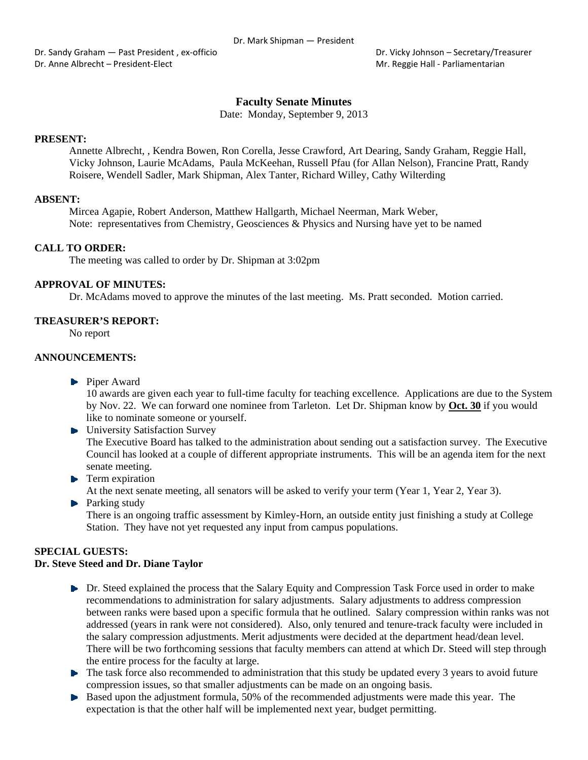Dr. Mark Shipman — President

Dr. Sandy Graham — Past President , ex-officio
Dr. Anne Albrecht – President-Elect

Dr. Vicky Johnson – Secretary/Treasurer
Mr. Reggie Hall - Parliamentarian

# Faculty Senate Minutes

Date: Monday, September 9, 2013

**PRESENT:**

Annette Albrecht, , Kendra Bowen, Ron Corella, Jesse Crawford, Art Dearing, Sandy Graham, Reggie Hall, Vicky Johnson, Laurie McAdams, Paula McKeehan, Russell Pfau (for Allan Nelson), Francine Pratt, Randy Roisere, Wendell Sadler, Mark Shipman, Alex Tanter, Richard Willey, Cathy Wilterding

**ABSENT:**

Mircea Agapie, Robert Anderson, Matthew Hallgarth, Michael Neerman, Mark Weber,
Note: representatives from Chemistry, Geosciences & Physics and Nursing have yet to be named

**CALL TO ORDER:**

The meeting was called to order by Dr. Shipman at 3:02pm

**APPROVAL OF MINUTES:**

Dr. McAdams moved to approve the minutes of the last meeting. Ms. Pratt seconded. Motion carried.

**TREASURER'S REPORT:**

No report

**ANNOUNCEMENTS:**

- Piper Award
  10 awards are given each year to full-time faculty for teaching excellence. Applications are due to the System by Nov. 22. We can forward one nominee from Tarleton. Let Dr. Shipman know by **Oct. 30** if you would like to nominate someone or yourself.
- University Satisfaction Survey
  The Executive Board has talked to the administration about sending out a satisfaction survey. The Executive Council has looked at a couple of different appropriate instruments. This will be an agenda item for the next senate meeting.
- Term expiration
  At the next senate meeting, all senators will be asked to verify your term (Year 1, Year 2, Year 3).
- Parking study
  There is an ongoing traffic assessment by Kimley-Horn, an outside entity just finishing a study at College Station. They have not yet requested any input from campus populations.

**SPECIAL GUESTS:**
**Dr. Steve Steed and Dr. Diane Taylor**

- Dr. Steed explained the process that the Salary Equity and Compression Task Force used in order to make recommendations to administration for salary adjustments. Salary adjustments to address compression between ranks were based upon a specific formula that he outlined. Salary compression within ranks was not addressed (years in rank were not considered). Also, only tenured and tenure-track faculty were included in the salary compression adjustments. Merit adjustments were decided at the department head/dean level. There will be two forthcoming sessions that faculty members can attend at which Dr. Steed will step through the entire process for the faculty at large.
- The task force also recommended to administration that this study be updated every 3 years to avoid future compression issues, so that smaller adjustments can be made on an ongoing basis.
- Based upon the adjustment formula, 50% of the recommended adjustments were made this year. The expectation is that the other half will be implemented next year, budget permitting.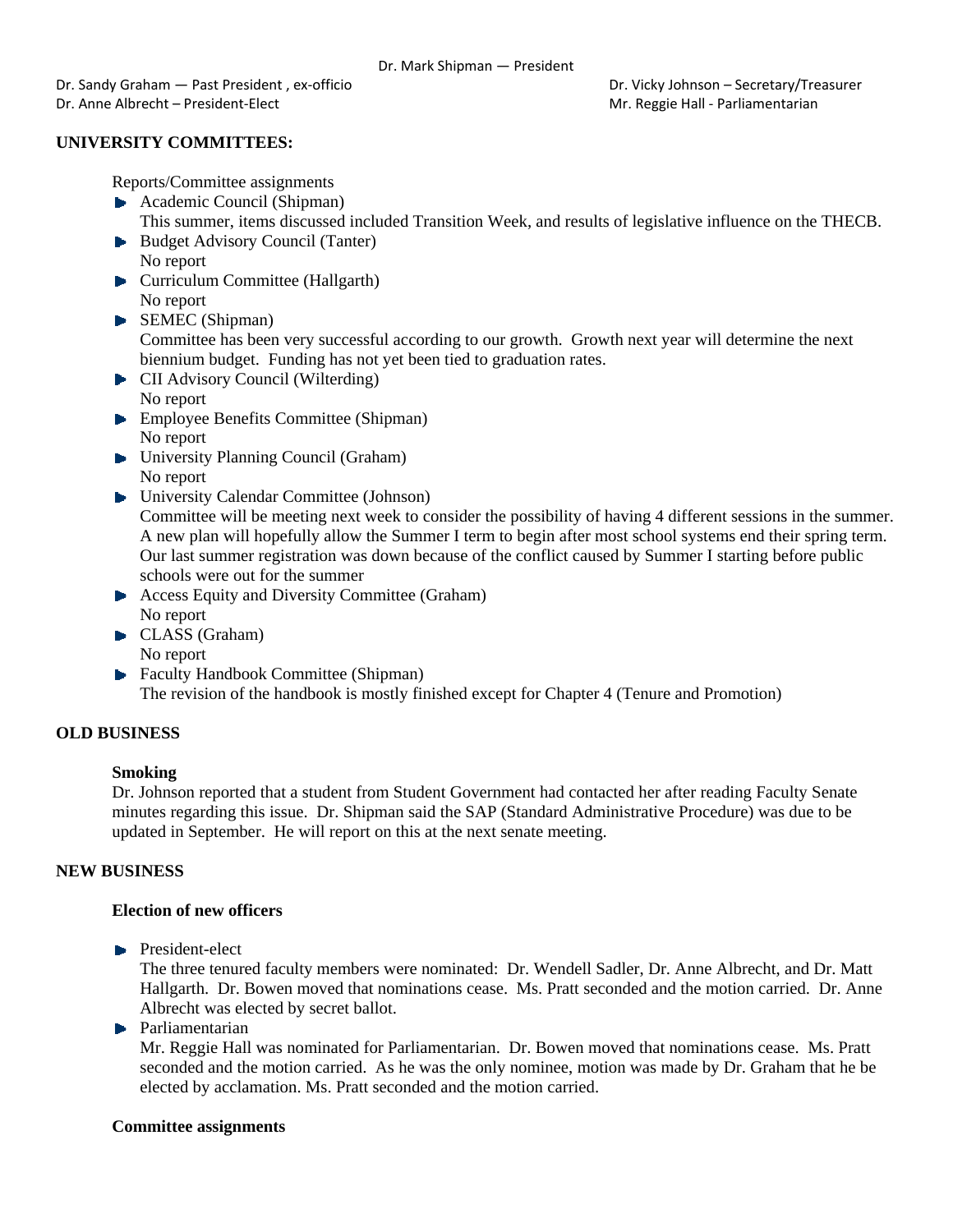Dr. Mark Shipman — President

Dr. Sandy Graham — Past President , ex-officio

Dr. Anne Albrecht – President-Elect

Dr. Vicky Johnson – Secretary/Treasurer

Mr. Reggie Hall - Parliamentarian

**UNIVERSITY COMMITTEES:**

Reports/Committee assignments

- Academic Council (Shipman)
  This summer, items discussed included Transition Week, and results of legislative influence on the THECB.
- Budget Advisory Council (Tanter)
  No report
- Curriculum Committee (Hallgarth)
  No report
- SEMEC (Shipman)
  Committee has been very successful according to our growth. Growth next year will determine the next biennium budget. Funding has not yet been tied to graduation rates.
- CII Advisory Council (Wilterding)
  No report
- Employee Benefits Committee (Shipman)
  No report
- University Planning Council (Graham)
  No report
- University Calendar Committee (Johnson)
  Committee will be meeting next week to consider the possibility of having 4 different sessions in the summer. A new plan will hopefully allow the Summer I term to begin after most school systems end their spring term. Our last summer registration was down because of the conflict caused by Summer I starting before public schools were out for the summer
- Access Equity and Diversity Committee (Graham)
  No report
- CLASS (Graham)
  No report
- Faculty Handbook Committee (Shipman)
  The revision of the handbook is mostly finished except for Chapter 4 (Tenure and Promotion)

**OLD BUSINESS**

**Smoking**

Dr. Johnson reported that a student from Student Government had contacted her after reading Faculty Senate minutes regarding this issue. Dr. Shipman said the SAP (Standard Administrative Procedure) was due to be updated in September. He will report on this at the next senate meeting.

**NEW BUSINESS**

**Election of new officers**

- President-elect
  The three tenured faculty members were nominated: Dr. Wendell Sadler, Dr. Anne Albrecht, and Dr. Matt Hallgarth. Dr. Bowen moved that nominations cease. Ms. Pratt seconded and the motion carried. Dr. Anne Albrecht was elected by secret ballot.
- Parliamentarian
  Mr. Reggie Hall was nominated for Parliamentarian. Dr. Bowen moved that nominations cease. Ms. Pratt seconded and the motion carried. As he was the only nominee, motion was made by Dr. Graham that he be elected by acclamation. Ms. Pratt seconded and the motion carried.

**Committee assignments**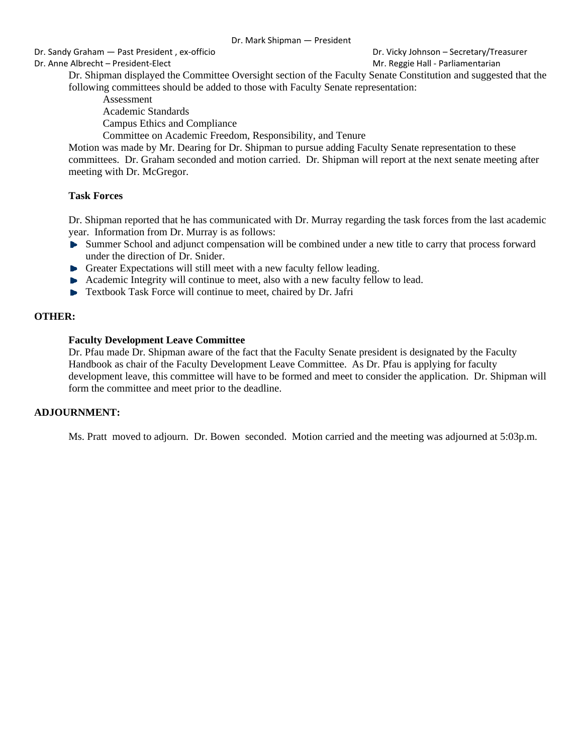Dr. Shipman displayed the Committee Oversight section of the Faculty Senate Constitution and suggested that the following committees should be added to those with Faculty Senate representation:

Assessment
Academic Standards
Campus Ethics and Compliance
Committee on Academic Freedom, Responsibility, and Tenure

Motion was made by Mr. Dearing for Dr. Shipman to pursue adding Faculty Senate representation to these committees. Dr. Graham seconded and motion carried. Dr. Shipman will report at the next senate meeting after meeting with Dr. McGregor.

**Task Forces**

Dr. Shipman reported that he has communicated with Dr. Murray regarding the task forces from the last academic year. Information from Dr. Murray is as follows:

- Summer School and adjunct compensation will be combined under a new title to carry that process forward under the direction of Dr. Snider.
- Greater Expectations will still meet with a new faculty fellow leading.
- Academic Integrity will continue to meet, also with a new faculty fellow to lead.
- Textbook Task Force will continue to meet, chaired by Dr. Jafri

**OTHER:**

**Faculty Development Leave Committee**

Dr. Pfau made Dr. Shipman aware of the fact that the Faculty Senate president is designated by the Faculty Handbook as chair of the Faculty Development Leave Committee. As Dr. Pfau is applying for faculty development leave, this committee will have to be formed and meet to consider the application. Dr. Shipman will form the committee and meet prior to the deadline.

**ADJOURNMENT:**

Ms. Pratt moved to adjourn. Dr. Bowen seconded. Motion carried and the meeting was adjourned at 5:03p.m.